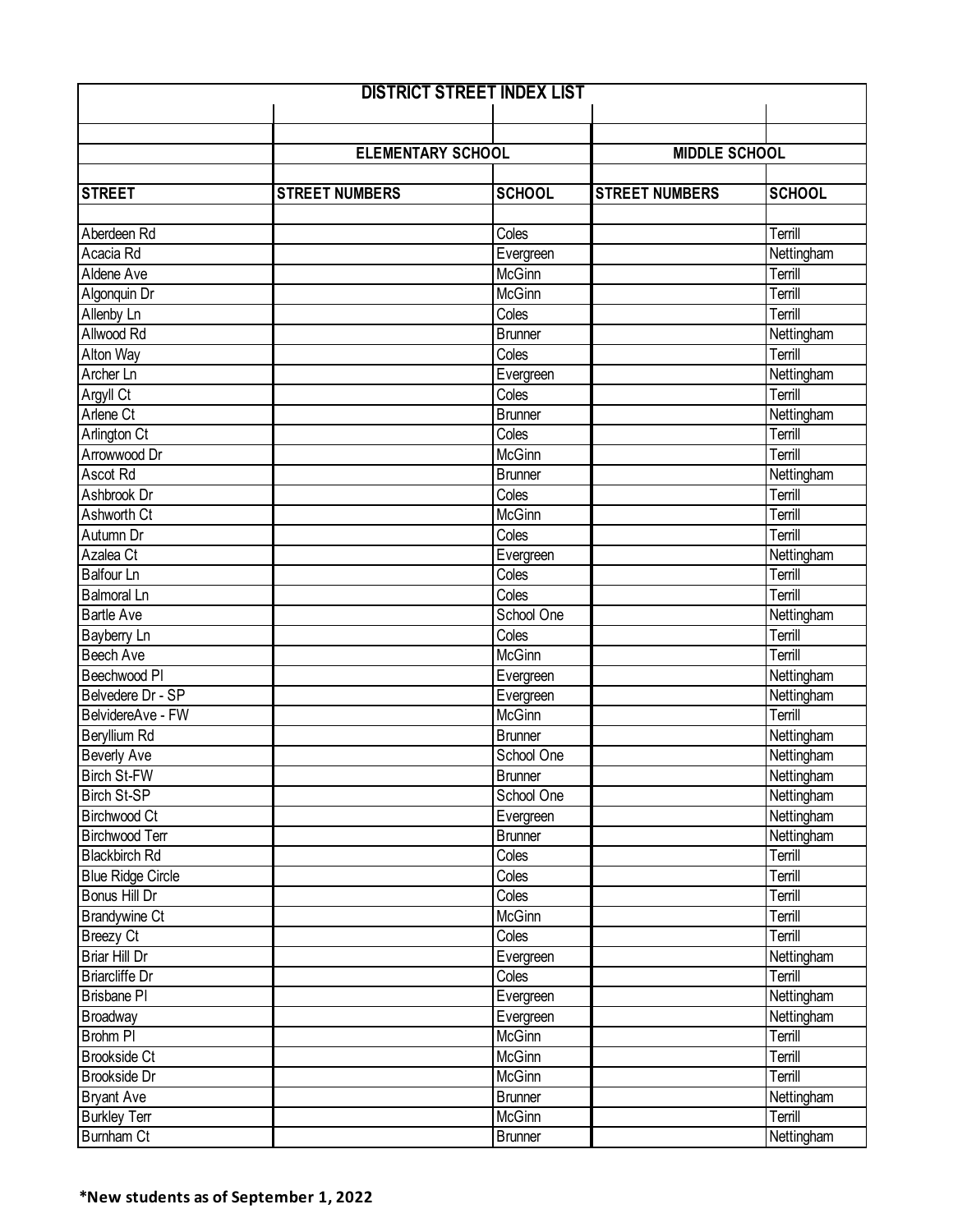| DISTRICT STREET INDEX LIST | | | | |
|---|---|---|---|---|
| | ELEMENTARY SCHOOL | | MIDDLE SCHOOL | |
| STREET | STREET NUMBERS | SCHOOL | STREET NUMBERS | SCHOOL |
| Aberdeen Rd | | Coles | | Terrill |
| Acacia Rd | | Evergreen | | Nettingham |
| Aldene Ave | | McGinn | | Terrill |
| Algonquin Dr | | McGinn | | Terrill |
| Allenby Ln | | Coles | | Terrill |
| Allwood Rd | | Brunner | | Nettingham |
| Alton Way | | Coles | | Terrill |
| Archer Ln | | Evergreen | | Nettingham |
| Argyll Ct | | Coles | | Terrill |
| Arlene Ct | | Brunner | | Nettingham |
| Arlington Ct | | Coles | | Terrill |
| Arrowwood Dr | | McGinn | | Terrill |
| Ascot Rd | | Brunner | | Nettingham |
| Ashbrook Dr | | Coles | | Terrill |
| Ashworth Ct | | McGinn | | Terrill |
| Autumn Dr | | Coles | | Terrill |
| Azalea Ct | | Evergreen | | Nettingham |
| Balfour Ln | | Coles | | Terrill |
| Balmoral Ln | | Coles | | Terrill |
| Bartle Ave | | School One | | Nettingham |
| Bayberry Ln | | Coles | | Terrill |
| Beech Ave | | McGinn | | Terrill |
| Beechwood Pl | | Evergreen | | Nettingham |
| Belvedere Dr - SP | | Evergreen | | Nettingham |
| BelvidereAve - FW | | McGinn | | Terrill |
| Beryllium Rd | | Brunner | | Nettingham |
| Beverly Ave | | School One | | Nettingham |
| Birch St-FW | | Brunner | | Nettingham |
| Birch St-SP | | School One | | Nettingham |
| Birchwood Ct | | Evergreen | | Nettingham |
| Birchwood Terr | | Brunner | | Nettingham |
| Blackbirch Rd | | Coles | | Terrill |
| Blue Ridge Circle | | Coles | | Terrill |
| Bonus Hill Dr | | Coles | | Terrill |
| Brandywine Ct | | McGinn | | Terrill |
| Breezy Ct | | Coles | | Terrill |
| Briar Hill Dr | | Evergreen | | Nettingham |
| Briarcliffe Dr | | Coles | | Terrill |
| Brisbane Pl | | Evergreen | | Nettingham |
| Broadway | | Evergreen | | Nettingham |
| Brohm Pl | | McGinn | | Terrill |
| Brookside Ct | | McGinn | | Terrill |
| Brookside Dr | | McGinn | | Terrill |
| Bryant Ave | | Brunner | | Nettingham |
| Burkley Terr | | McGinn | | Terrill |
| Burnham Ct | | Brunner | | Nettingham |

**\*New students as of September 1, 2022**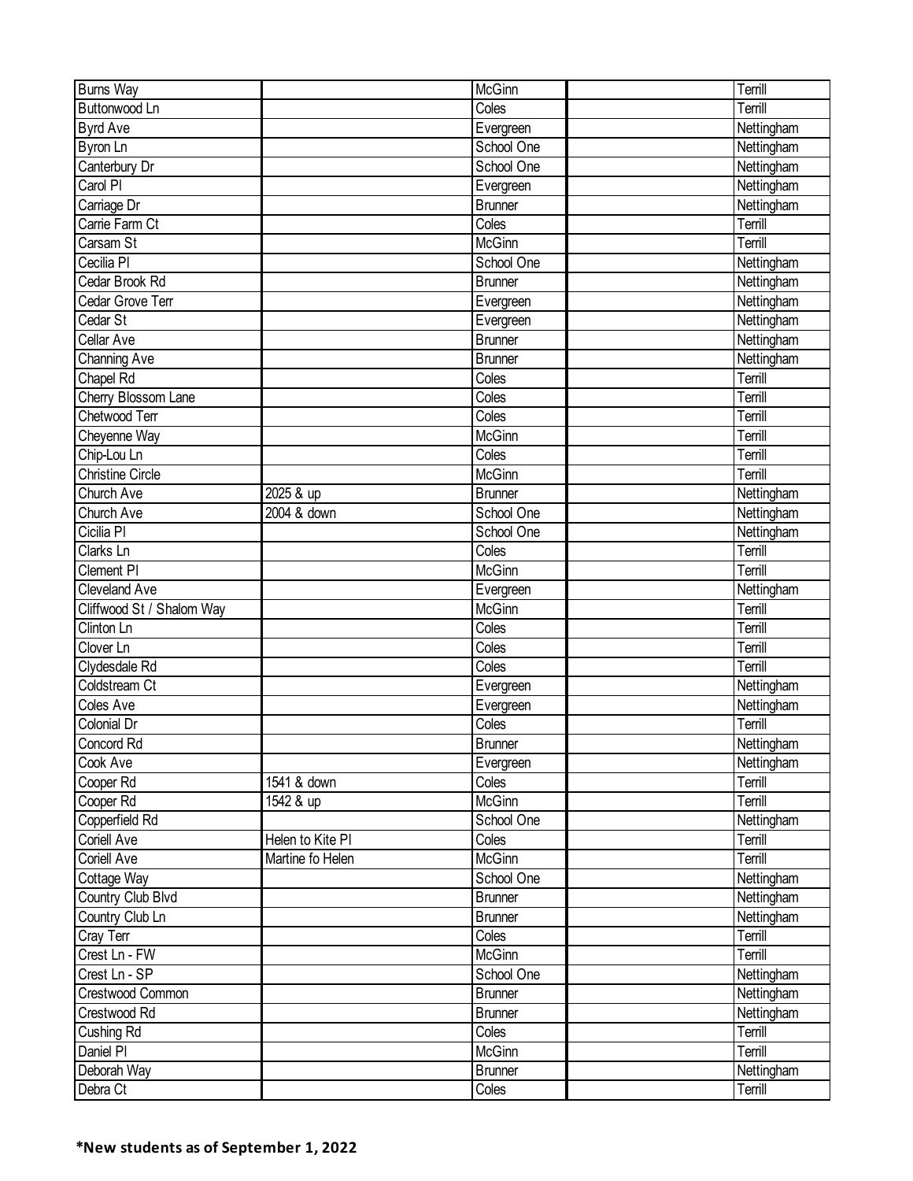| | | | | |
|---|---|---|---|---|
| Burns Way | | McGinn | | Terrill |
| Buttonwood Ln | | Coles | | Terrill |
| Byrd Ave | | Evergreen | | Nettingham |
| Byron Ln | | School One | | Nettingham |
| Canterbury Dr | | School One | | Nettingham |
| Carol Pl | | Evergreen | | Nettingham |
| Carriage Dr | | Brunner | | Nettingham |
| Carrie Farm Ct | | Coles | | Terrill |
| Carsam St | | McGinn | | Terrill |
| Cecilia Pl | | School One | | Nettingham |
| Cedar Brook Rd | | Brunner | | Nettingham |
| Cedar Grove Terr | | Evergreen | | Nettingham |
| Cedar St | | Evergreen | | Nettingham |
| Cellar Ave | | Brunner | | Nettingham |
| Channing Ave | | Brunner | | Nettingham |
| Chapel Rd | | Coles | | Terrill |
| Cherry Blossom Lane | | Coles | | Terrill |
| Chetwood Terr | | Coles | | Terrill |
| Cheyenne Way | | McGinn | | Terrill |
| Chip-Lou Ln | | Coles | | Terrill |
| Christine Circle | | McGinn | | Terrill |
| Church Ave | 2025 & up | Brunner | | Nettingham |
| Church Ave | 2004 & down | School One | | Nettingham |
| Cicilia Pl | | School One | | Nettingham |
| Clarks Ln | | Coles | | Terrill |
| Clement Pl | | McGinn | | Terrill |
| Cleveland Ave | | Evergreen | | Nettingham |
| Cliffwood St / Shalom Way | | McGinn | | Terrill |
| Clinton Ln | | Coles | | Terrill |
| Clover Ln | | Coles | | Terrill |
| Clydesdale Rd | | Coles | | Terrill |
| Coldstream Ct | | Evergreen | | Nettingham |
| Coles Ave | | Evergreen | | Nettingham |
| Colonial Dr | | Coles | | Terrill |
| Concord Rd | | Brunner | | Nettingham |
| Cook Ave | | Evergreen | | Nettingham |
| Cooper Rd | 1541 & down | Coles | | Terrill |
| Cooper Rd | 1542 & up | McGinn | | Terrill |
| Copperfield Rd | | School One | | Nettingham |
| Coriell Ave | Helen to Kite Pl | Coles | | Terrill |
| Coriell Ave | Martine fo Helen | McGinn | | Terrill |
| Cottage Way | | School One | | Nettingham |
| Country Club Blvd | | Brunner | | Nettingham |
| Country Club Ln | | Brunner | | Nettingham |
| Cray Terr | | Coles | | Terrill |
| Crest Ln - FW | | McGinn | | Terrill |
| Crest Ln - SP | | School One | | Nettingham |
| Crestwood Common | | Brunner | | Nettingham |
| Crestwood Rd | | Brunner | | Nettingham |
| Cushing Rd | | Coles | | Terrill |
| Daniel Pl | | McGinn | | Terrill |
| Deborah Way | | Brunner | | Nettingham |
| Debra Ct | | Coles | | Terrill |

**\*New students as of September 1, 2022**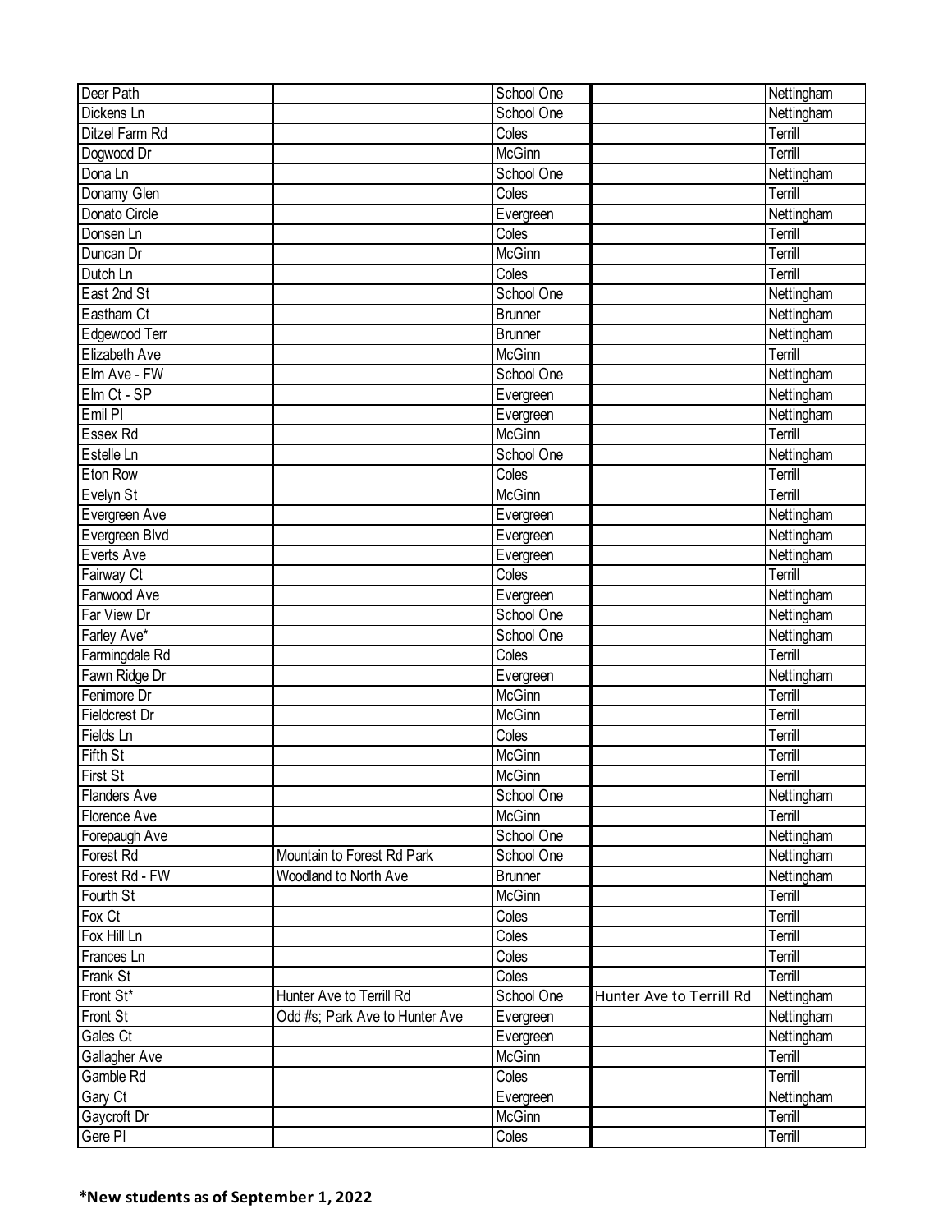| | | | | |
|---|---|---|---|---|
| Deer Path | | School One | | Nettingham |
| Dickens Ln | | School One | | Nettingham |
| Ditzel Farm Rd | | Coles | | Terrill |
| Dogwood Dr | | McGinn | | Terrill |
| Dona Ln | | School One | | Nettingham |
| Donamy Glen | | Coles | | Terrill |
| Donato Circle | | Evergreen | | Nettingham |
| Donsen Ln | | Coles | | Terrill |
| Duncan Dr | | McGinn | | Terrill |
| Dutch Ln | | Coles | | Terrill |
| East 2nd St | | School One | | Nettingham |
| Eastham Ct | | Brunner | | Nettingham |
| Edgewood Terr | | Brunner | | Nettingham |
| Elizabeth Ave | | McGinn | | Terrill |
| Elm Ave - FW | | School One | | Nettingham |
| Elm Ct - SP | | Evergreen | | Nettingham |
| Emil Pl | | Evergreen | | Nettingham |
| Essex Rd | | McGinn | | Terrill |
| Estelle Ln | | School One | | Nettingham |
| Eton Row | | Coles | | Terrill |
| Evelyn St | | McGinn | | Terrill |
| Evergreen Ave | | Evergreen | | Nettingham |
| Evergreen Blvd | | Evergreen | | Nettingham |
| Everts Ave | | Evergreen | | Nettingham |
| Fairway Ct | | Coles | | Terrill |
| Fanwood Ave | | Evergreen | | Nettingham |
| Far View Dr | | School One | | Nettingham |
| Farley Ave* | | School One | | Nettingham |
| Farmingdale Rd | | Coles | | Terrill |
| Fawn Ridge Dr | | Evergreen | | Nettingham |
| Fenimore Dr | | McGinn | | Terrill |
| Fieldcrest Dr | | McGinn | | Terrill |
| Fields Ln | | Coles | | Terrill |
| Fifth St | | McGinn | | Terrill |
| First St | | McGinn | | Terrill |
| Flanders Ave | | School One | | Nettingham |
| Florence Ave | | McGinn | | Terrill |
| Forepaugh Ave | | School One | | Nettingham |
| Forest Rd | Mountain to Forest Rd Park | School One | | Nettingham |
| Forest Rd - FW | Woodland to North Ave | Brunner | | Nettingham |
| Fourth St | | McGinn | | Terrill |
| Fox Ct | | Coles | | Terrill |
| Fox Hill Ln | | Coles | | Terrill |
| Frances Ln | | Coles | | Terrill |
| Frank St | | Coles | | Terrill |
| Front St* | Hunter Ave to Terrill Rd | School One | Hunter Ave to Terrill Rd | Nettingham |
| Front St | Odd #s; Park Ave to Hunter Ave | Evergreen | | Nettingham |
| Gales Ct | | Evergreen | | Nettingham |
| Gallagher Ave | | McGinn | | Terrill |
| Gamble Rd | | Coles | | Terrill |
| Gary Ct | | Evergreen | | Nettingham |
| Gaycroft Dr | | McGinn | | Terrill |
| Gere Pl | | Coles | | Terrill |

**\*New students as of September 1, 2022**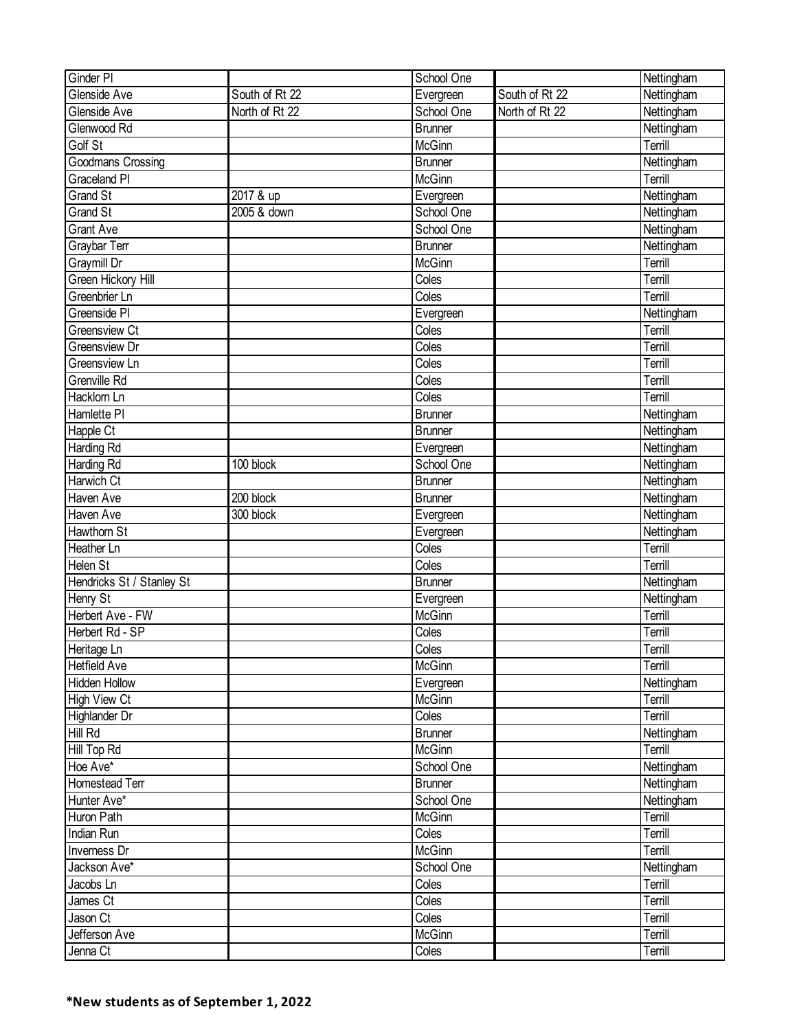| | | | | |
|---|---|---|---|---|
| Ginder Pl | | School One | | Nettingham |
| Glenside Ave | South of Rt 22 | Evergreen | South of Rt 22 | Nettingham |
| Glenside Ave | North of Rt 22 | School One | North of Rt 22 | Nettingham |
| Glenwood Rd | | Brunner | | Nettingham |
| Golf St | | McGinn | | Terrill |
| Goodmans Crossing | | Brunner | | Nettingham |
| Graceland Pl | | McGinn | | Terrill |
| Grand St | 2017 & up | Evergreen | | Nettingham |
| Grand St | 2005 & down | School One | | Nettingham |
| Grant Ave | | School One | | Nettingham |
| Graybar Terr | | Brunner | | Nettingham |
| Graymill Dr | | McGinn | | Terrill |
| Green Hickory Hill | | Coles | | Terrill |
| Greenbrier Ln | | Coles | | Terrill |
| Greenside Pl | | Evergreen | | Nettingham |
| Greensview Ct | | Coles | | Terrill |
| Greensview Dr | | Coles | | Terrill |
| Greensview Ln | | Coles | | Terrill |
| Grenville Rd | | Coles | | Terrill |
| Hacklorn Ln | | Coles | | Terrill |
| Hamlette Pl | | Brunner | | Nettingham |
| Happle Ct | | Brunner | | Nettingham |
| Harding Rd | | Evergreen | | Nettingham |
| Harding Rd | 100 block | School One | | Nettingham |
| Harwich Ct | | Brunner | | Nettingham |
| Haven Ave | 200 block | Brunner | | Nettingham |
| Haven Ave | 300 block | Evergreen | | Nettingham |
| Hawthorn St | | Evergreen | | Nettingham |
| Heather Ln | | Coles | | Terrill |
| Helen St | | Coles | | Terrill |
| Hendricks St / Stanley St | | Brunner | | Nettingham |
| Henry St | | Evergreen | | Nettingham |
| Herbert Ave - FW | | McGinn | | Terrill |
| Herbert Rd - SP | | Coles | | Terrill |
| Heritage Ln | | Coles | | Terrill |
| Hetfield Ave | | McGinn | | Terrill |
| Hidden Hollow | | Evergreen | | Nettingham |
| High View Ct | | McGinn | | Terrill |
| Highlander Dr | | Coles | | Terrill |
| Hill Rd | | Brunner | | Nettingham |
| Hill Top Rd | | McGinn | | Terrill |
| Hoe Ave* | | School One | | Nettingham |
| Homestead Terr | | Brunner | | Nettingham |
| Hunter Ave* | | School One | | Nettingham |
| Huron Path | | McGinn | | Terrill |
| Indian Run | | Coles | | Terrill |
| Inverness Dr | | McGinn | | Terrill |
| Jackson Ave* | | School One | | Nettingham |
| Jacobs Ln | | Coles | | Terrill |
| James Ct | | Coles | | Terrill |
| Jason Ct | | Coles | | Terrill |
| Jefferson Ave | | McGinn | | Terrill |
| Jenna Ct | | Coles | | Terrill |

**\*New students as of September 1, 2022**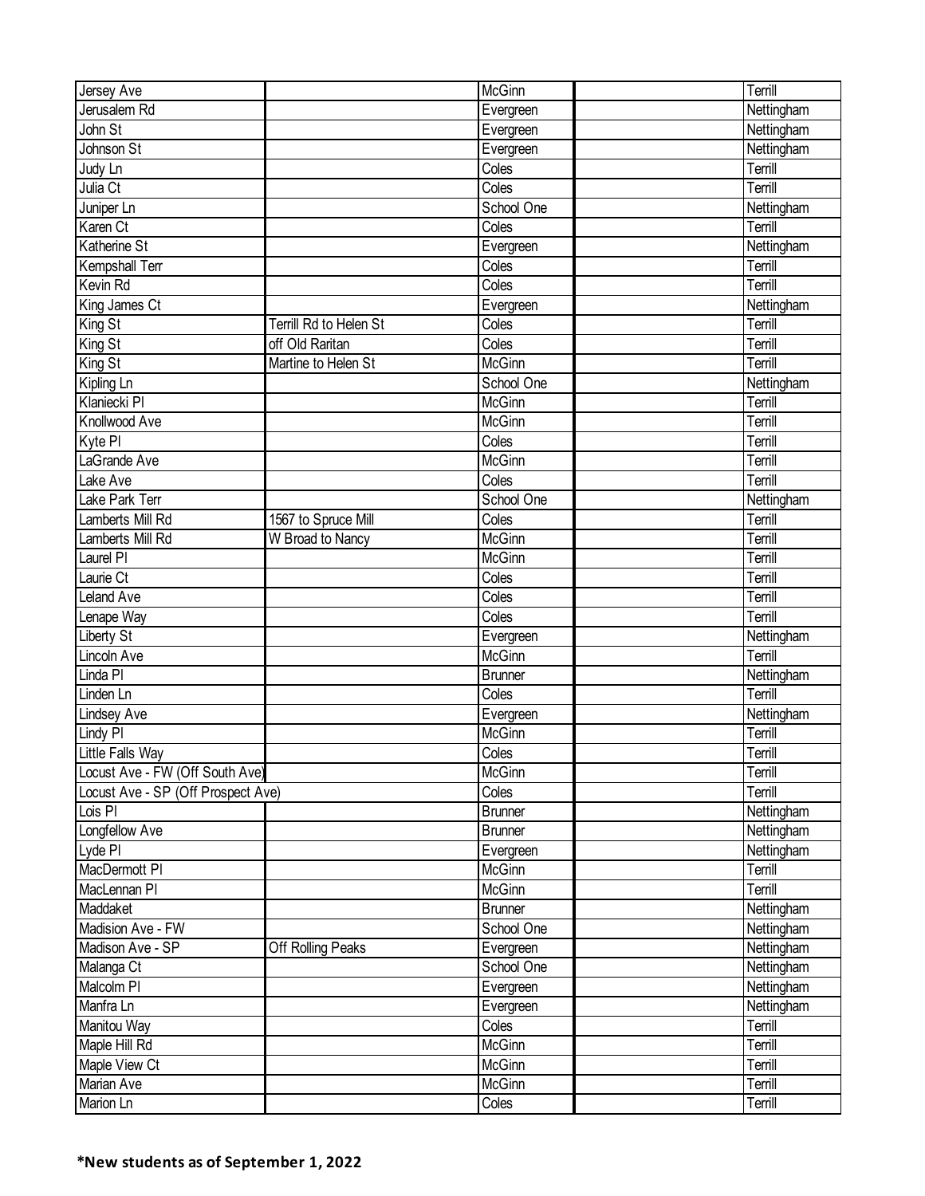| | | | | |
|---|---|---|---|---|
| Jersey Ave | | McGinn | | Terrill |
| Jerusalem Rd | | Evergreen | | Nettingham |
| John St | | Evergreen | | Nettingham |
| Johnson St | | Evergreen | | Nettingham |
| Judy Ln | | Coles | | Terrill |
| Julia Ct | | Coles | | Terrill |
| Juniper Ln | | School One | | Nettingham |
| Karen Ct | | Coles | | Terrill |
| Katherine St | | Evergreen | | Nettingham |
| Kempshall Terr | | Coles | | Terrill |
| Kevin Rd | | Coles | | Terrill |
| King James Ct | | Evergreen | | Nettingham |
| King St | Terrill Rd to Helen St | Coles | | Terrill |
| King St | off Old Raritan | Coles | | Terrill |
| King St | Martine to Helen St | McGinn | | Terrill |
| Kipling Ln | | School One | | Nettingham |
| Klaniecki Pl | | McGinn | | Terrill |
| Knollwood Ave | | McGinn | | Terrill |
| Kyte Pl | | Coles | | Terrill |
| LaGrande Ave | | McGinn | | Terrill |
| Lake Ave | | Coles | | Terrill |
| Lake Park Terr | | School One | | Nettingham |
| Lamberts Mill Rd | 1567 to Spruce Mill | Coles | | Terrill |
| Lamberts Mill Rd | W Broad to Nancy | McGinn | | Terrill |
| Laurel Pl | | McGinn | | Terrill |
| Laurie Ct | | Coles | | Terrill |
| Leland Ave | | Coles | | Terrill |
| Lenape Way | | Coles | | Terrill |
| Liberty St | | Evergreen | | Nettingham |
| Lincoln Ave | | McGinn | | Terrill |
| Linda Pl | | Brunner | | Nettingham |
| Linden Ln | | Coles | | Terrill |
| Lindsey Ave | | Evergreen | | Nettingham |
| Lindy Pl | | McGinn | | Terrill |
| Little Falls Way | | Coles | | Terrill |
| Locust Ave - FW (Off South Ave) | | McGinn | | Terrill |
| Locust Ave - SP (Off Prospect Ave) | | Coles | | Terrill |
| Lois Pl | | Brunner | | Nettingham |
| Longfellow Ave | | Brunner | | Nettingham |
| Lyde Pl | | Evergreen | | Nettingham |
| MacDermott Pl | | McGinn | | Terrill |
| MacLennan Pl | | McGinn | | Terrill |
| Maddaket | | Brunner | | Nettingham |
| Madision Ave - FW | | School One | | Nettingham |
| Madison Ave - SP | Off Rolling Peaks | Evergreen | | Nettingham |
| Malanga Ct | | School One | | Nettingham |
| Malcolm Pl | | Evergreen | | Nettingham |
| Manfra Ln | | Evergreen | | Nettingham |
| Manitou Way | | Coles | | Terrill |
| Maple Hill Rd | | McGinn | | Terrill |
| Maple View Ct | | McGinn | | Terrill |
| Marian Ave | | McGinn | | Terrill |
| Marion Ln | | Coles | | Terrill |

**\*New students as of September 1, 2022**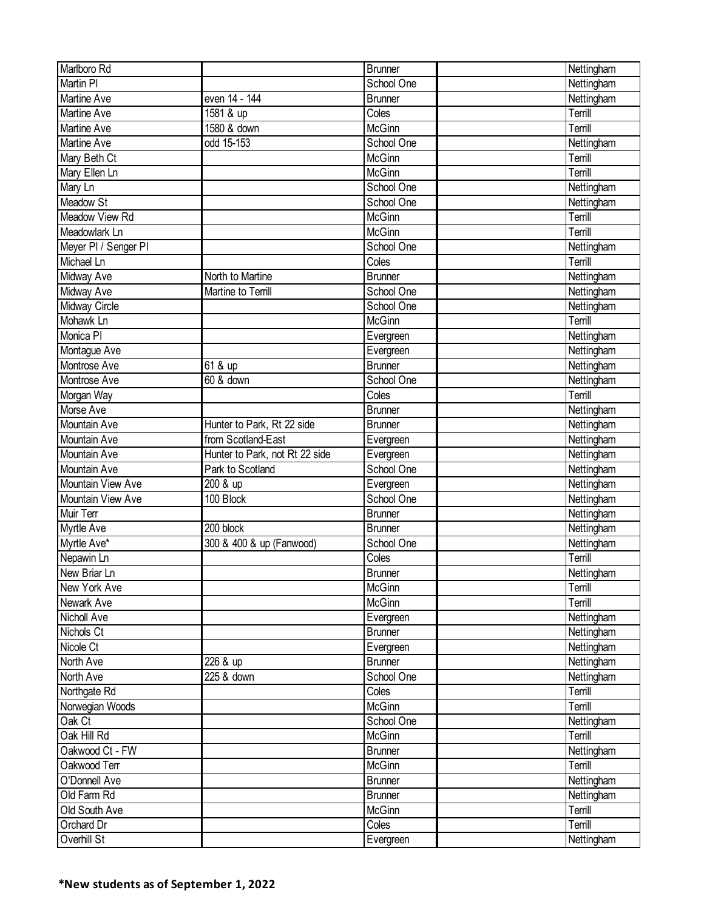| | | | | |
|---|---|---|---|---|
| Marlboro Rd | | Brunner | | Nettingham |
| Martin Pl | | School One | | Nettingham |
| Martine Ave | even 14 - 144 | Brunner | | Nettingham |
| Martine Ave | 1581 & up | Coles | | Terrill |
| Martine Ave | 1580 & down | McGinn | | Terrill |
| Martine Ave | odd 15-153 | School One | | Nettingham |
| Mary Beth Ct | | McGinn | | Terrill |
| Mary Ellen Ln | | McGinn | | Terrill |
| Mary Ln | | School One | | Nettingham |
| Meadow St | | School One | | Nettingham |
| Meadow View Rd | | McGinn | | Terrill |
| Meadowlark Ln | | McGinn | | Terrill |
| Meyer Pl / Senger Pl | | School One | | Nettingham |
| Michael Ln | | Coles | | Terrill |
| Midway Ave | North to Martine | Brunner | | Nettingham |
| Midway Ave | Martine to Terrill | School One | | Nettingham |
| Midway Circle | | School One | | Nettingham |
| Mohawk Ln | | McGinn | | Terrill |
| Monica Pl | | Evergreen | | Nettingham |
| Montague Ave | | Evergreen | | Nettingham |
| Montrose Ave | 61 & up | Brunner | | Nettingham |
| Montrose Ave | 60 & down | School One | | Nettingham |
| Morgan Way | | Coles | | Terrill |
| Morse Ave | | Brunner | | Nettingham |
| Mountain Ave | Hunter to Park, Rt 22 side | Brunner | | Nettingham |
| Mountain Ave | from Scotland-East | Evergreen | | Nettingham |
| Mountain Ave | Hunter to Park, not Rt 22 side | Evergreen | | Nettingham |
| Mountain Ave | Park to Scotland | School One | | Nettingham |
| Mountain View Ave | 200 & up | Evergreen | | Nettingham |
| Mountain View Ave | 100 Block | School One | | Nettingham |
| Muir Terr | | Brunner | | Nettingham |
| Myrtle Ave | 200 block | Brunner | | Nettingham |
| Myrtle Ave* | 300 & 400 & up (Fanwood) | School One | | Nettingham |
| Nepawin Ln | | Coles | | Terrill |
| New Briar Ln | | Brunner | | Nettingham |
| New York Ave | | McGinn | | Terrill |
| Newark Ave | | McGinn | | Terrill |
| Nicholl Ave | | Evergreen | | Nettingham |
| Nichols Ct | | Brunner | | Nettingham |
| Nicole Ct | | Evergreen | | Nettingham |
| North Ave | 226 & up | Brunner | | Nettingham |
| North Ave | 225 & down | School One | | Nettingham |
| Northgate Rd | | Coles | | Terrill |
| Norwegian Woods | | McGinn | | Terrill |
| Oak Ct | | School One | | Nettingham |
| Oak Hill Rd | | McGinn | | Terrill |
| Oakwood Ct - FW | | Brunner | | Nettingham |
| Oakwood Terr | | McGinn | | Terrill |
| O'Donnell Ave | | Brunner | | Nettingham |
| Old Farm Rd | | Brunner | | Nettingham |
| Old South Ave | | McGinn | | Terrill |
| Orchard Dr | | Coles | | Terrill |
| Overhill St | | Evergreen | | Nettingham |

**\*New students as of September 1, 2022**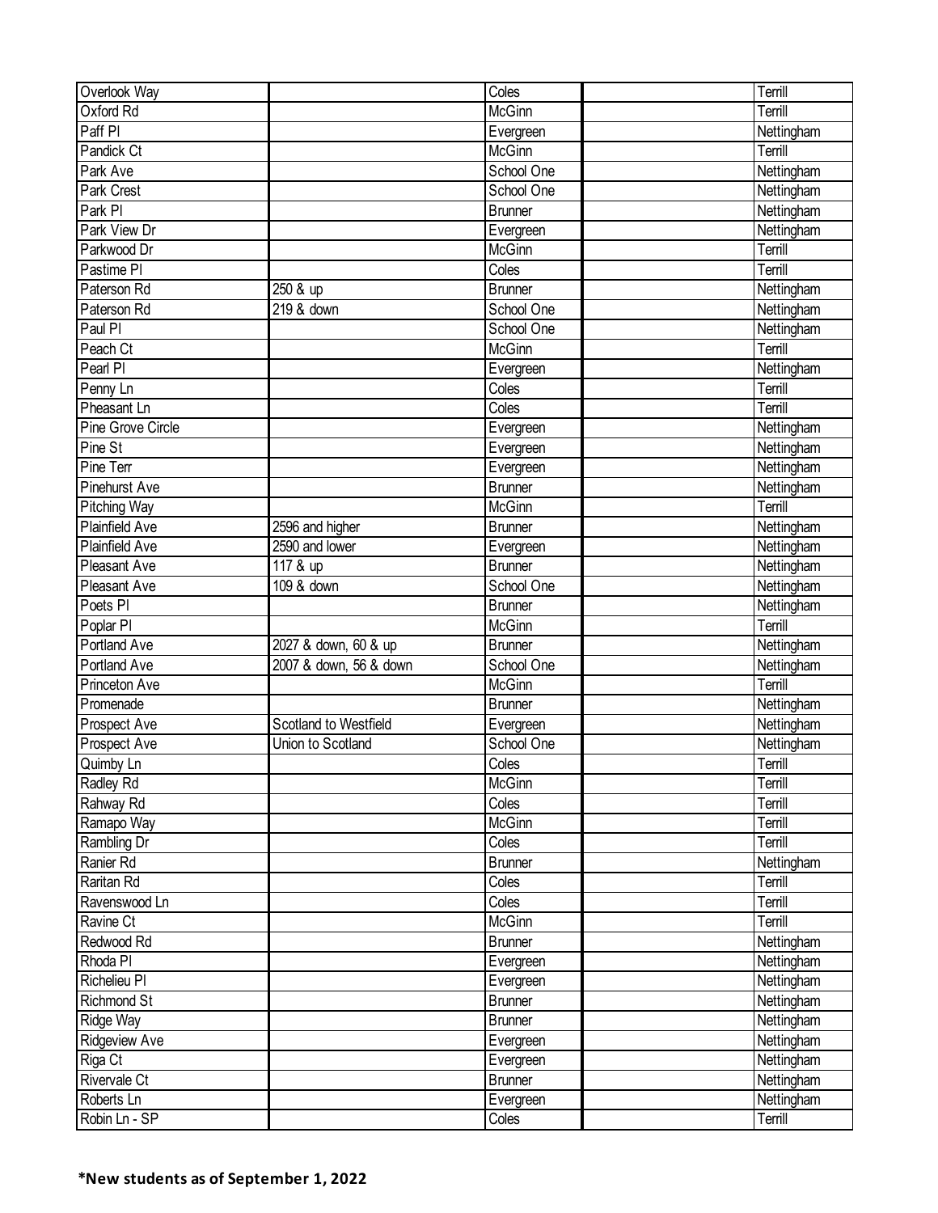| | | | | |
|---|---|---|---|---|
| Overlook Way | | Coles | | Terrill |
| Oxford Rd | | McGinn | | Terrill |
| Paff Pl | | Evergreen | | Nettingham |
| Pandick Ct | | McGinn | | Terrill |
| Park Ave | | School One | | Nettingham |
| Park Crest | | School One | | Nettingham |
| Park Pl | | Brunner | | Nettingham |
| Park View Dr | | Evergreen | | Nettingham |
| Parkwood Dr | | McGinn | | Terrill |
| Pastime Pl | | Coles | | Terrill |
| Paterson Rd | 250 & up | Brunner | | Nettingham |
| Paterson Rd | 219 & down | School One | | Nettingham |
| Paul Pl | | School One | | Nettingham |
| Peach Ct | | McGinn | | Terrill |
| Pearl Pl | | Evergreen | | Nettingham |
| Penny Ln | | Coles | | Terrill |
| Pheasant Ln | | Coles | | Terrill |
| Pine Grove Circle | | Evergreen | | Nettingham |
| Pine St | | Evergreen | | Nettingham |
| Pine Terr | | Evergreen | | Nettingham |
| Pinehurst Ave | | Brunner | | Nettingham |
| Pitching Way | | McGinn | | Terrill |
| Plainfield Ave | 2596 and higher | Brunner | | Nettingham |
| Plainfield Ave | 2590 and lower | Evergreen | | Nettingham |
| Pleasant Ave | 117 & up | Brunner | | Nettingham |
| Pleasant Ave | 109 & down | School One | | Nettingham |
| Poets Pl | | Brunner | | Nettingham |
| Poplar Pl | | McGinn | | Terrill |
| Portland Ave | 2027 & down, 60 & up | Brunner | | Nettingham |
| Portland Ave | 2007 & down, 56 & down | School One | | Nettingham |
| Princeton Ave | | McGinn | | Terrill |
| Promenade | | Brunner | | Nettingham |
| Prospect Ave | Scotland to Westfield | Evergreen | | Nettingham |
| Prospect Ave | Union to Scotland | School One | | Nettingham |
| Quimby Ln | | Coles | | Terrill |
| Radley Rd | | McGinn | | Terrill |
| Rahway Rd | | Coles | | Terrill |
| Ramapo Way | | McGinn | | Terrill |
| Rambling Dr | | Coles | | Terrill |
| Ranier Rd | | Brunner | | Nettingham |
| Raritan Rd | | Coles | | Terrill |
| Ravenswood Ln | | Coles | | Terrill |
| Ravine Ct | | McGinn | | Terrill |
| Redwood Rd | | Brunner | | Nettingham |
| Rhoda Pl | | Evergreen | | Nettingham |
| Richelieu Pl | | Evergreen | | Nettingham |
| Richmond St | | Brunner | | Nettingham |
| Ridge Way | | Brunner | | Nettingham |
| Ridgeview Ave | | Evergreen | | Nettingham |
| Riga Ct | | Evergreen | | Nettingham |
| Rivervale Ct | | Brunner | | Nettingham |
| Roberts Ln | | Evergreen | | Nettingham |
| Robin Ln - SP | | Coles | | Terrill |

**\*New students as of September 1, 2022**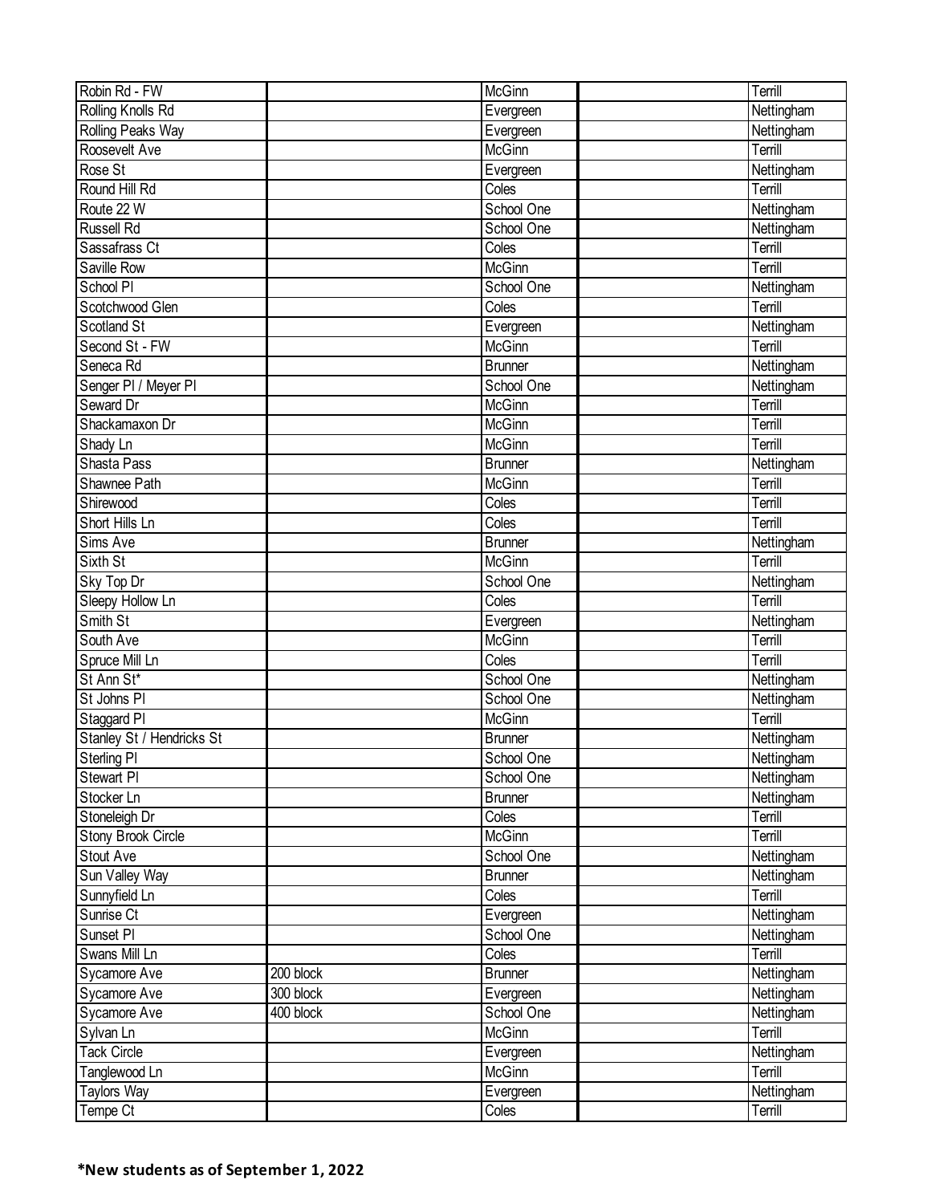| | | | | |
|---|---|---|---|---|
| Robin Rd - FW | | McGinn | | Terrill |
| Rolling Knolls Rd | | Evergreen | | Nettingham |
| Rolling Peaks Way | | Evergreen | | Nettingham |
| Roosevelt Ave | | McGinn | | Terrill |
| Rose St | | Evergreen | | Nettingham |
| Round Hill Rd | | Coles | | Terrill |
| Route 22 W | | School One | | Nettingham |
| Russell Rd | | School One | | Nettingham |
| Sassafrass Ct | | Coles | | Terrill |
| Saville Row | | McGinn | | Terrill |
| School Pl | | School One | | Nettingham |
| Scotchwood Glen | | Coles | | Terrill |
| Scotland St | | Evergreen | | Nettingham |
| Second St - FW | | McGinn | | Terrill |
| Seneca Rd | | Brunner | | Nettingham |
| Senger Pl / Meyer Pl | | School One | | Nettingham |
| Seward Dr | | McGinn | | Terrill |
| Shackamaxon Dr | | McGinn | | Terrill |
| Shady Ln | | McGinn | | Terrill |
| Shasta Pass | | Brunner | | Nettingham |
| Shawnee Path | | McGinn | | Terrill |
| Shirewood | | Coles | | Terrill |
| Short Hills Ln | | Coles | | Terrill |
| Sims Ave | | Brunner | | Nettingham |
| Sixth St | | McGinn | | Terrill |
| Sky Top Dr | | School One | | Nettingham |
| Sleepy Hollow Ln | | Coles | | Terrill |
| Smith St | | Evergreen | | Nettingham |
| South Ave | | McGinn | | Terrill |
| Spruce Mill Ln | | Coles | | Terrill |
| St Ann St* | | School One | | Nettingham |
| St Johns Pl | | School One | | Nettingham |
| Staggard Pl | | McGinn | | Terrill |
| Stanley St / Hendricks St | | Brunner | | Nettingham |
| Sterling Pl | | School One | | Nettingham |
| Stewart Pl | | School One | | Nettingham |
| Stocker Ln | | Brunner | | Nettingham |
| Stoneleigh Dr | | Coles | | Terrill |
| Stony Brook Circle | | McGinn | | Terrill |
| Stout Ave | | School One | | Nettingham |
| Sun Valley Way | | Brunner | | Nettingham |
| Sunnyfield Ln | | Coles | | Terrill |
| Sunrise Ct | | Evergreen | | Nettingham |
| Sunset Pl | | School One | | Nettingham |
| Swans Mill Ln | | Coles | | Terrill |
| Sycamore Ave | 200 block | Brunner | | Nettingham |
| Sycamore Ave | 300 block | Evergreen | | Nettingham |
| Sycamore Ave | 400 block | School One | | Nettingham |
| Sylvan Ln | | McGinn | | Terrill |
| Tack Circle | | Evergreen | | Nettingham |
| Tanglewood Ln | | McGinn | | Terrill |
| Taylors Way | | Evergreen | | Nettingham |
| Tempe Ct | | Coles | | Terrill |

**\*New students as of September 1, 2022**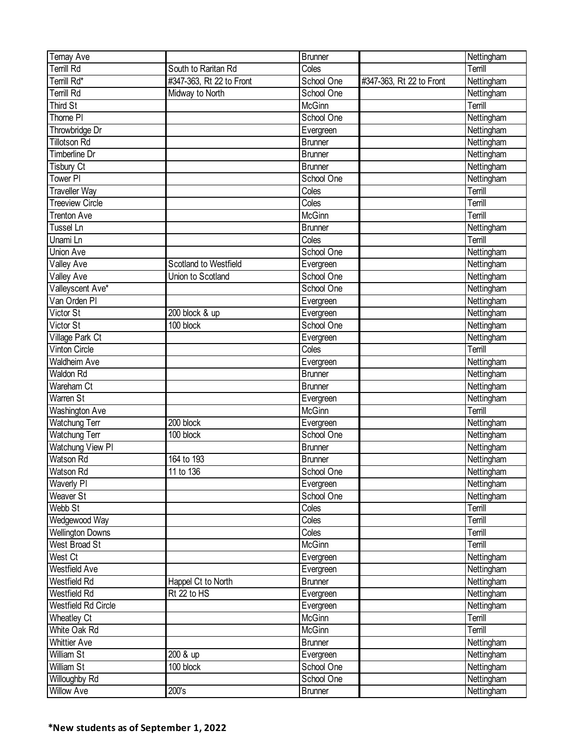| | | | | |
|---|---|---|---|---|
| Ternay Ave | | Brunner | | Nettingham |
| Terrill Rd | South to Raritan Rd | Coles | | Terrill |
| Terrill Rd* | #347-363, Rt 22 to Front | School One | #347-363, Rt 22 to Front | Nettingham |
| Terrill Rd | Midway to North | School One | | Nettingham |
| Third St | | McGinn | | Terrill |
| Thorne Pl | | School One | | Nettingham |
| Throwbridge Dr | | Evergreen | | Nettingham |
| Tillotson Rd | | Brunner | | Nettingham |
| Timberline Dr | | Brunner | | Nettingham |
| Tisbury Ct | | Brunner | | Nettingham |
| Tower Pl | | School One | | Nettingham |
| Traveller Way | | Coles | | Terrill |
| Treeview Circle | | Coles | | Terrill |
| Trenton Ave | | McGinn | | Terrill |
| Tussel Ln | | Brunner | | Nettingham |
| Unami Ln | | Coles | | Terrill |
| Union Ave | | School One | | Nettingham |
| Valley Ave | Scotland to Westfield | Evergreen | | Nettingham |
| Valley Ave | Union to Scotland | School One | | Nettingham |
| Valleyscent Ave* | | School One | | Nettingham |
| Van Orden Pl | | Evergreen | | Nettingham |
| Victor St | 200 block & up | Evergreen | | Nettingham |
| Victor St | 100 block | School One | | Nettingham |
| Village Park Ct | | Evergreen | | Nettingham |
| Vinton Circle | | Coles | | Terrill |
| Waldheim Ave | | Evergreen | | Nettingham |
| Waldon Rd | | Brunner | | Nettingham |
| Wareham Ct | | Brunner | | Nettingham |
| Warren St | | Evergreen | | Nettingham |
| Washington Ave | | McGinn | | Terrill |
| Watchung Terr | 200 block | Evergreen | | Nettingham |
| Watchung Terr | 100 block | School One | | Nettingham |
| Watchung View Pl | | Brunner | | Nettingham |
| Watson Rd | 164 to 193 | Brunner | | Nettingham |
| Watson Rd | 11 to 136 | School One | | Nettingham |
| Waverly Pl | | Evergreen | | Nettingham |
| Weaver St | | School One | | Nettingham |
| Webb St | | Coles | | Terrill |
| Wedgewood Way | | Coles | | Terrill |
| Wellington Downs | | Coles | | Terrill |
| West Broad St | | McGinn | | Terrill |
| West Ct | | Evergreen | | Nettingham |
| Westfield Ave | | Evergreen | | Nettingham |
| Westfield Rd | Happel Ct to North | Brunner | | Nettingham |
| Westfield Rd | Rt 22 to HS | Evergreen | | Nettingham |
| Westfield Rd Circle | | Evergreen | | Nettingham |
| Wheatley Ct | | McGinn | | Terrill |
| White Oak Rd | | McGinn | | Terrill |
| Whittier Ave | | Brunner | | Nettingham |
| William St | 200 & up | Evergreen | | Nettingham |
| William St | 100 block | School One | | Nettingham |
| Willoughby Rd | | School One | | Nettingham |
| Willow Ave | 200's | Brunner | | Nettingham |

**\*New students as of September 1, 2022**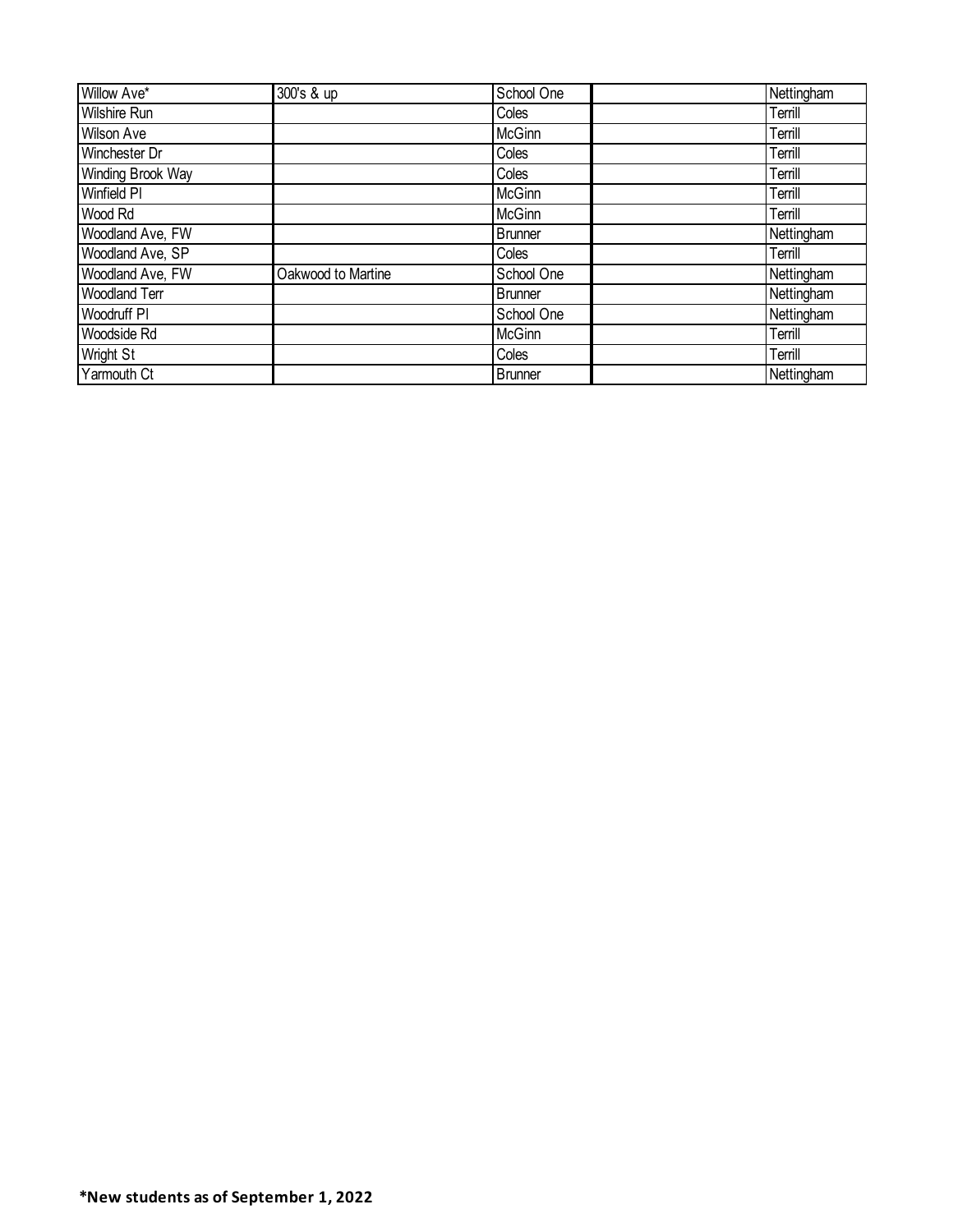| | | | | |
|---|---|---|---|---|
| Willow Ave* | 300's & up | School One | | Nettingham |
| Wilshire Run | | Coles | | Terrill |
| Wilson Ave | | McGinn | | Terrill |
| Winchester Dr | | Coles | | Terrill |
| Winding Brook Way | | Coles | | Terrill |
| Winfield Pl | | McGinn | | Terrill |
| Wood Rd | | McGinn | | Terrill |
| Woodland Ave, FW | | Brunner | | Nettingham |
| Woodland Ave, SP | | Coles | | Terrill |
| Woodland Ave, FW | Oakwood to Martine | School One | | Nettingham |
| Woodland Terr | | Brunner | | Nettingham |
| Woodruff Pl | | School One | | Nettingham |
| Woodside Rd | | McGinn | | Terrill |
| Wright St | | Coles | | Terrill |
| Yarmouth Ct | | Brunner | | Nettingham |

**\*New students as of September 1, 2022**